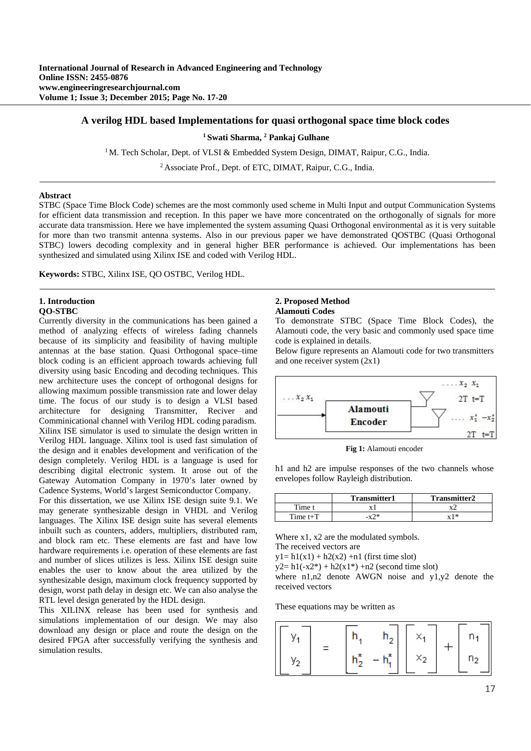International Journal of Research in Advanced Engineering and Technology
**Online ISSN: 2455-0876**
**www.engineeringresearchjournal.com**

# A verilog HDL based Implementations for quasi orthogonal space time block codes

**[1] Swati Sharma, [2] Pankaj Gulhane**

[1] M. Tech Scholar, Dept. of VLSI & Embedded System Design, DIMAT, Raipur, C.G., India.

[2] Associate Prof., Dept. of ETC, DIMAT, Raipur, C.G., India.

---

**Abstract**

STBC (Space Time Block Code) schemes are the most commonly used scheme in Multi Input and output Communication Systems for efficient data transmission and reception. In this paper we have more concentrated on the orthogonally of signals for more accurate data transmission. Here we have implemented the system assuming Quasi Orthogonal environmental as it is very suitable for more than two transmit antenna systems. Also in our previous paper we have demonstrated QOSTBC (Quasi Orthogonal STBC) lowers decoding complexity and in general higher BER performance is achieved. Our implementations has been synthesized and simulated using Xilinx ISE and coded with Verilog HDL.

**Keywords:** STBC, Xilinx ISE, QO OSTBC, Verilog HDL.

---

## 1. Introduction

### QO-STBC

Currently diversity in the communications has been gained a method of analyzing effects of wireless fading channels because of its simplicity and feasibility of having multiple antennas at the base station. Quasi Orthogonal space–time block coding is an efficient approach towards achieving full diversity using basic Encoding and decoding techniques. This new architecture uses the concept of orthogonal designs for allowing maximum possible transmission rate and lower delay time. The focus of our study is to design a VLSI based architecture for designing Transmitter, Reciver and Comminicational channel with Verilog HDL coding paradism. Xilinx ISE simulator is used to simulate the design written in Verilog HDL language. Xilinx tool is used fast simulation of the design and it enables development and verification of the design completely. Verilog HDL is a language is used for describing digital electronic system. It arose out of the Gateway Automation Company in 1970's later owned by Cadence Systems, World's largest Semiconductor Company.

For this dissertation, we use Xilinx ISE design suite 9.1. We may generate synthesizable design in VHDL and Verilog languages. The Xilinx ISE design suite has several elements inbuilt such as counters, adders, multipliers, distributed ram, and block ram etc. These elements are fast and have low hardware requirements i.e. operation of these elements are fast and number of slices utilizes is less. Xilinx ISE design suite enables the user to know about the area utilized by the synthesizable design, maximum clock frequency supported by design, worst path delay in design etc. We can also analyse the RTL level design generated by the HDL design.

This XILINX release has been used for synthesis and simulations implementation of our design. We may also download any design or place and route the design on the desired FPGA after successfully verifying the synthesis and simulation results.

## 2. Proposed Method

### Alamouti Codes

To demonstrate STBC (Space Time Block Codes), the Alamouti code, the very basic and commonly used space time code is explained in details.

Below figure represents an Alamouti code for two transmitters and one receiver system (2x1)

**Fig 1:** Alamouti encoder

h1 and h2 are impulse responses of the two channels whose envelopes follow Rayleigh distribution.

| | Transmitter1 | Transmitter2 |
|---|---|---|
| Time t | x1 | x2 |
| Time t+T | -x2* | x1* |

Where x1, x2 are the modulated symbols.

The received vectors are

y1= h1(x1) + h2(x2) +n1 (first time slot)

y2= h1(-x2*) + h2(x1*) +n2 (second time slot)

where n1,n2 denote AWGN noise and y1,y2 denote the received vectors

These equations may be written as

$$\begin{bmatrix} y_1 \\ y_2 \end{bmatrix} = \begin{bmatrix} h_1 & h_2 \\ h_2^* & -h_1^* \end{bmatrix} \begin{bmatrix} x_1 \\ x_2 \end{bmatrix} + \begin{bmatrix} n_1 \\ n_2 \end{bmatrix}$$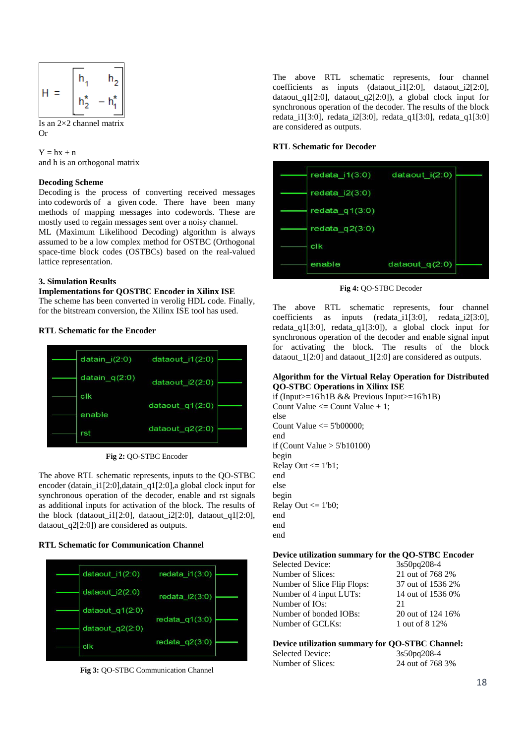$$H = \begin{bmatrix} h_1 & h_2 \\ h_2^* & -h_1^* \end{bmatrix}$$

Is an 2×2 channel matrix
Or

$Y = hx + n$
and h is an orthogonal matrix

**Decoding Scheme**

Decoding is the process of converting received messages into codewords of a given code. There have been many methods of mapping messages into codewords. These are mostly used to regain messages sent over a noisy channel.
ML (Maximum Likelihood Decoding) algorithm is always assumed to be a low complex method for OSTBC (Orthogonal space-time block codes (OSTBCs) based on the real-valued lattice representation.

## 3. Simulation Results

**Implementations for QOSTBC Encoder in Xilinx ISE**

The scheme has been converted in verolig HDL code. Finally, for the bitstream conversion, the Xilinx ISE tool has used.

**RTL Schematic for the Encoder**

| Inputs | Outputs |
|---|---|
| datain_i(2:0) | dataout_i1(2:0) |
| datain_q(2:0) | dataout_i2(2:0) |
| clk | dataout_q1(2:0) |
| enable | dataout_q2(2:0) |
| rst | |

**Fig 2:** QO-STBC Encoder

The above RTL schematic represents, inputs to the QO-STBC encoder (datain_i1[2:0],datain_q1[2:0],a global clock input for synchronous operation of the decoder, enable and rst signals as additional inputs for activation of the block. The results of the block (dataout_i1[2:0], dataout_i2[2:0], dataout_q1[2:0], dataout_q2[2:0]) are considered as outputs.

**RTL Schematic for Communication Channel**

| Inputs | Outputs |
|---|---|
| dataout_i1(2:0) | redata_i1(3:0) |
| dataout_i2(2:0) | redata_i2(3:0) |
| dataout_q1(2:0) | redata_q1(3:0) |
| dataout_q2(2:0) | redata_q2(3:0) |
| clk | |

**Fig 3:** QO-STBC Communication Channel

The above RTL schematic represents, four channel coefficients as inputs (dataout_i1[2:0], dataout_i2[2:0], dataout_q1[2:0], dataout_q2[2:0]), a global clock input for synchronous operation of the decoder. The results of the block redata_i1[3:0], redata_i2[3:0], redata_q1[3:0], redata_q1[3:0] are considered as outputs.

**RTL Schematic for Decoder**

| Inputs | Outputs |
|---|---|
| redata_i1(3:0) | dataout_i(2:0) |
| redata_i2(3:0) | dataout_q(2:0) |
| redata_q1(3:0) | |
| redata_q2(3:0) | |
| clk | |
| enable | |

**Fig 4:** QO-STBC Decoder

The above RTL schematic represents, four channel coefficients as inputs (redata_i1[3:0], redata_i2[3:0], redata_q1[3:0], redata_q1[3:0]), a global clock input for synchronous operation of the decoder and enable signal input for activating the block. The results of the block dataout_1[2:0] and dataout_1[2:0] are considered as outputs.

**Algorithm for the Virtual Relay Operation for Distributed QO-STBC Operations in Xilinx ISE**

```
if (Input>=16'h1B && Previous Input>=16'h1B)
Count Value <= Count Value + 1;
else
Count Value <= 5'b00000;
end
if (Count Value > 5'b10100)
begin
Relay Out <= 1'b1;
end
else
begin
Relay Out <= 1'b0;
end
end
end
```

**Device utilization summary for the QO-STBC Encoder**

| | |
|---|---|
| Selected Device: | 3s50pq208-4 |
| Number of Slices: | 21 out of 768 2% |
| Number of Slice Flip Flops: | 37 out of 1536 2% |
| Number of 4 input LUTs: | 14 out of 1536 0% |
| Number of IOs: | 21 |
| Number of bonded IOBs: | 20 out of 124 16% |
| Number of GCLKs: | 1 out of 8 12% |

**Device utilization summary for QO-STBC Channel:**

| | |
|---|---|
| Selected Device: | 3s50pq208-4 |
| Number of Slices: | 24 out of 768 3% |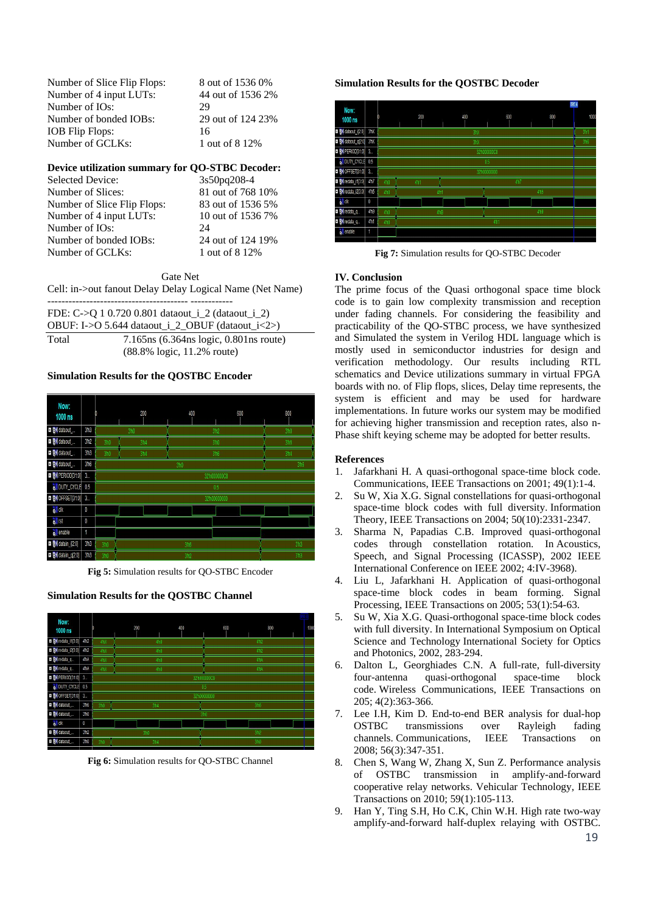| | |
|---|---|
| Number of Slice Flip Flops: | 8 out of 1536 0% |
| Number of 4 input LUTs: | 44 out of 1536 2% |
| Number of IOs: | 29 |
| Number of bonded IOBs: | 29 out of 124 23% |
| IOB Flip Flops: | 16 |
| Number of GCLKs: | 1 out of 8 12% |

**Device utilization summary for QO-STBC Decoder:**

| | |
|---|---|
| Selected Device: | 3s50pq208-4 |
| Number of Slices: | 81 out of 768 10% |
| Number of Slice Flip Flops: | 83 out of 1536 5% |
| Number of 4 input LUTs: | 10 out of 1536 7% |
| Number of IOs: | 24 |
| Number of bonded IOBs: | 24 out of 124 19% |
| Number of GCLKs: | 1 out of 8 12% |

Gate Net
Cell: in->out fanout Delay Delay Logical Name (Net Name)
---------------------------------------- ------------
FDE: C->Q 1 0.720 0.801 dataout_i_2 (dataout_i_2)
OBUF: I->O 5.644 dataout_i_2_OBUF (dataout_i<2>)

Total 7.165ns (6.364ns logic, 0.801ns route)
(88.8% logic, 11.2% route)

**Simulation Results for the QOSTBC Encoder**

**Fig 5:** Simulation results for QO-STBC Encoder

**Simulation Results for the QOSTBC Channel**

**Fig 6:** Simulation results for QO-STBC Channel

**Simulation Results for the QOSTBC Decoder**

**Fig 7:** Simulation results for QO-STBC Decoder

## IV. Conclusion

The prime focus of the Quasi orthogonal space time block code is to gain low complexity transmission and reception under fading channels. For considering the feasibility and practicability of the QO-STBC process, we have synthesized and Simulated the system in Verilog HDL language which is mostly used in semiconductor industries for design and verification methodology. Our results including RTL schematics and Device utilizations summary in virtual FPGA boards with no. of Flip flops, slices, Delay time represents, the system is efficient and may be used for hardware implementations. In future works our system may be modified for achieving higher transmission and reception rates, also n-Phase shift keying scheme may be adopted for better results.

## References

1. Jafarkhani H. A quasi-orthogonal space-time block code. Communications, IEEE Transactions on 2001; 49(1):1-4.
2. Su W, Xia X.G. Signal constellations for quasi-orthogonal space-time block codes with full diversity. Information Theory, IEEE Transactions on 2004; 50(10):2331-2347.
3. Sharma N, Papadias C.B. Improved quasi-orthogonal codes through constellation rotation. In Acoustics, Speech, and Signal Processing (ICASSP), 2002 IEEE International Conference on IEEE 2002; 4:IV-3968).
4. Liu L, Jafarkhani H. Application of quasi-orthogonal space-time block codes in beam forming. Signal Processing, IEEE Transactions on 2005; 53(1):54-63.
5. Su W, Xia X.G. Quasi-orthogonal space-time block codes with full diversity. In International Symposium on Optical Science and Technology International Society for Optics and Photonics, 2002, 283-294.
6. Dalton L, Georghiades C.N. A full-rate, full-diversity four-antenna quasi-orthogonal space-time block code. Wireless Communications, IEEE Transactions on 205; 4(2):363-366.
7. Lee I.H, Kim D. End-to-end BER analysis for dual-hop OSTBC transmissions over Rayleigh fading channels. Communications, IEEE Transactions on 2008; 56(3):347-351.
8. Chen S, Wang W, Zhang X, Sun Z. Performance analysis of OSTBC transmission in amplify-and-forward cooperative relay networks. Vehicular Technology, IEEE Transactions on 2010; 59(1):105-113.
9. Han Y, Ting S.H, Ho C.K, Chin W.H. High rate two-way amplify-and-forward half-duplex relaying with OSTBC.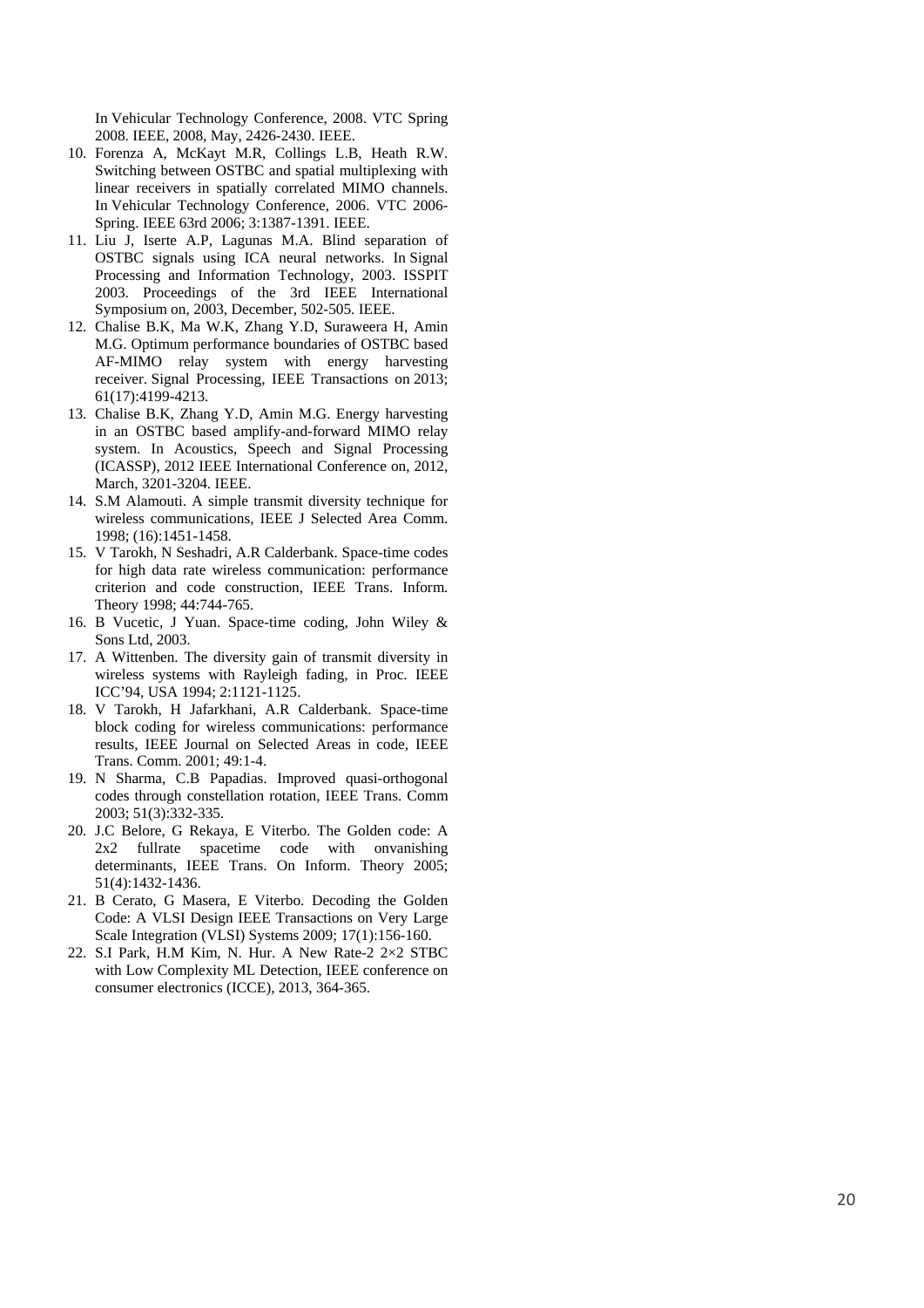In Vehicular Technology Conference, 2008. VTC Spring 2008. IEEE, 2008, May, 2426-2430. IEEE.

10. Forenza A, McKayt M.R, Collings L.B, Heath R.W. Switching between OSTBC and spatial multiplexing with linear receivers in spatially correlated MIMO channels. In Vehicular Technology Conference, 2006. VTC 2006-Spring. IEEE 63rd 2006; 3:1387-1391. IEEE.
11. Liu J, Iserte A.P, Lagunas M.A. Blind separation of OSTBC signals using ICA neural networks. In Signal Processing and Information Technology, 2003. ISSPIT 2003. Proceedings of the 3rd IEEE International Symposium on, 2003, December, 502-505. IEEE.
12. Chalise B.K, Ma W.K, Zhang Y.D, Suraweera H, Amin M.G. Optimum performance boundaries of OSTBC based AF-MIMO relay system with energy harvesting receiver. Signal Processing, IEEE Transactions on 2013; 61(17):4199-4213.
13. Chalise B.K, Zhang Y.D, Amin M.G. Energy harvesting in an OSTBC based amplify-and-forward MIMO relay system. In Acoustics, Speech and Signal Processing (ICASSP), 2012 IEEE International Conference on, 2012, March, 3201-3204. IEEE.
14. S.M Alamouti. A simple transmit diversity technique for wireless communications, IEEE J Selected Area Comm. 1998; (16):1451-1458.
15. V Tarokh, N Seshadri, A.R Calderbank. Space-time codes for high data rate wireless communication: performance criterion and code construction, IEEE Trans. Inform. Theory 1998; 44:744-765.
16. B Vucetic, J Yuan. Space-time coding, John Wiley & Sons Ltd, 2003.
17. A Wittenben. The diversity gain of transmit diversity in wireless systems with Rayleigh fading, in Proc. IEEE ICC'94, USA 1994; 2:1121-1125.
18. V Tarokh, H Jafarkhani, A.R Calderbank. Space-time block coding for wireless communications: performance results, IEEE Journal on Selected Areas in code, IEEE Trans. Comm. 2001; 49:1-4.
19. N Sharma, C.B Papadias. Improved quasi-orthogonal codes through constellation rotation, IEEE Trans. Comm 2003; 51(3):332-335.
20. J.C Belore, G Rekaya, E Viterbo. The Golden code: A 2x2 fullrate spacetime code with onvanishing determinants, IEEE Trans. On Inform. Theory 2005; 51(4):1432-1436.
21. B Cerato, G Masera, E Viterbo. Decoding the Golden Code: A VLSI Design IEEE Transactions on Very Large Scale Integration (VLSI) Systems 2009; 17(1):156-160.
22. S.I Park, H.M Kim, N. Hur. A New Rate-2 2×2 STBC with Low Complexity ML Detection, IEEE conference on consumer electronics (ICCE), 2013, 364-365.